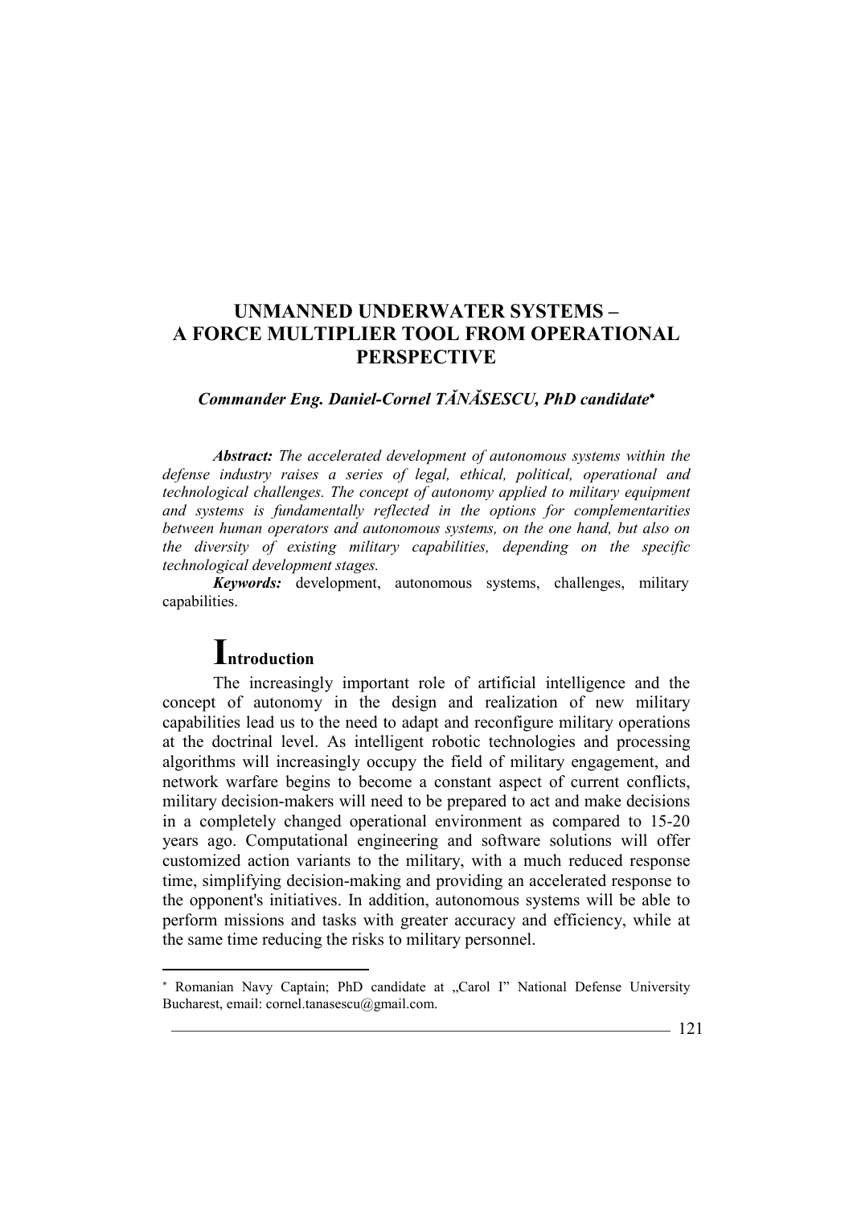# UNMANNED UNDERWATER SYSTEMS – A FORCE MULTIPLIER TOOL FROM OPERATIONAL PERSPECTIVE

***Commander Eng. Daniel-Cornel TĂNĂSESCU, PhD candidate*** [*]

***Abstract:*** *The accelerated development of autonomous systems within the defense industry raises a series of legal, ethical, political, operational and technological challenges. The concept of autonomy applied to military equipment and systems is fundamentally reflected in the options for complementarities between human operators and autonomous systems, on the one hand, but also on the diversity of existing military capabilities, depending on the specific technological development stages.*

***Keywords:*** development, autonomous systems, challenges, military capabilities.

## Introduction

The increasingly important role of artificial intelligence and the concept of autonomy in the design and realization of new military capabilities lead us to the need to adapt and reconfigure military operations at the doctrinal level. As intelligent robotic technologies and processing algorithms will increasingly occupy the field of military engagement, and network warfare begins to become a constant aspect of current conflicts, military decision-makers will need to be prepared to act and make decisions in a completely changed operational environment as compared to 15-20 years ago. Computational engineering and software solutions will offer customized action variants to the military, with a much reduced response time, simplifying decision-making and providing an accelerated response to the opponent's initiatives. In addition, autonomous systems will be able to perform missions and tasks with greater accuracy and efficiency, while at the same time reducing the risks to military personnel.

---

[*] Romanian Navy Captain; PhD candidate at „Carol I" National Defense University Bucharest, email: cornel.tanasescu@gmail.com.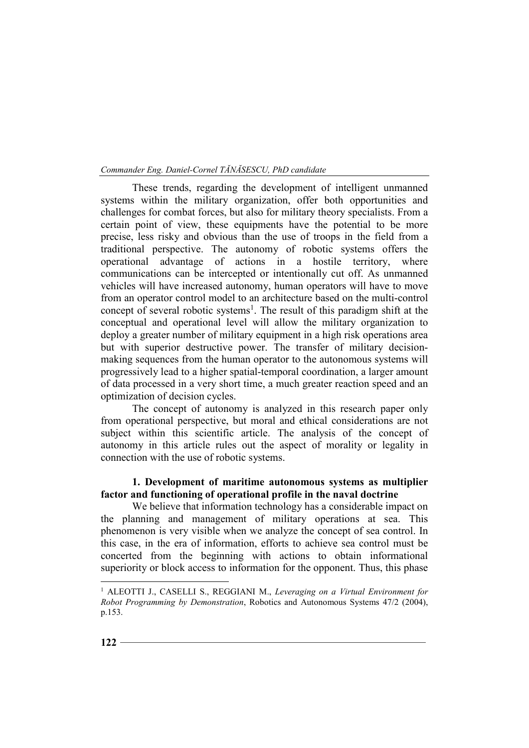These trends, regarding the development of intelligent unmanned systems within the military organization, offer both opportunities and challenges for combat forces, but also for military theory specialists. From a certain point of view, these equipments have the potential to be more precise, less risky and obvious than the use of troops in the field from a traditional perspective. The autonomy of robotic systems offers the operational advantage of actions in a hostile territory, where communications can be intercepted or intentionally cut off. As unmanned vehicles will have increased autonomy, human operators will have to move from an operator control model to an architecture based on the multi-control concept of several robotic systems[1]. The result of this paradigm shift at the conceptual and operational level will allow the military organization to deploy a greater number of military equipment in a high risk operations area but with superior destructive power. The transfer of military decision-making sequences from the human operator to the autonomous systems will progressively lead to a higher spatial-temporal coordination, a larger amount of data processed in a very short time, a much greater reaction speed and an optimization of decision cycles.

The concept of autonomy is analyzed in this research paper only from operational perspective, but moral and ethical considerations are not subject within this scientific article. The analysis of the concept of autonomy in this article rules out the aspect of morality or legality in connection with the use of robotic systems.

## 1. Development of maritime autonomous systems as multiplier factor and functioning of operational profile in the naval doctrine

We believe that information technology has a considerable impact on the planning and management of military operations at sea. This phenomenon is very visible when we analyze the concept of sea control. In this case, in the era of information, efforts to achieve sea control must be concerted from the beginning with actions to obtain informational superiority or block access to information for the opponent. Thus, this phase

---

[1] ALEOTTI J., CASELLI S., REGGIANI M., *Leveraging on a Virtual Environment for Robot Programming by Demonstration*, Robotics and Autonomous Systems 47/2 (2004), p.153.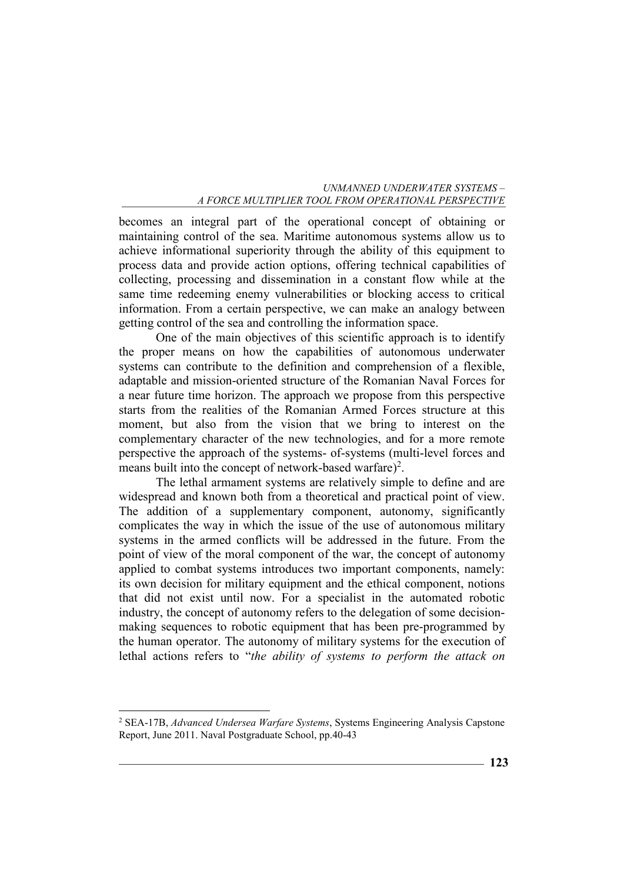becomes an integral part of the operational concept of obtaining or maintaining control of the sea. Maritime autonomous systems allow us to achieve informational superiority through the ability of this equipment to process data and provide action options, offering technical capabilities of collecting, processing and dissemination in a constant flow while at the same time redeeming enemy vulnerabilities or blocking access to critical information. From a certain perspective, we can make an analogy between getting control of the sea and controlling the information space.

One of the main objectives of this scientific approach is to identify the proper means on how the capabilities of autonomous underwater systems can contribute to the definition and comprehension of a flexible, adaptable and mission-oriented structure of the Romanian Naval Forces for a near future time horizon. The approach we propose from this perspective starts from the realities of the Romanian Armed Forces structure at this moment, but also from the vision that we bring to interest on the complementary character of the new technologies, and for a more remote perspective the approach of the systems- of-systems (multi-level forces and means built into the concept of network-based warfare)[2].

The lethal armament systems are relatively simple to define and are widespread and known both from a theoretical and practical point of view. The addition of a supplementary component, autonomy, significantly complicates the way in which the issue of the use of autonomous military systems in the armed conflicts will be addressed in the future. From the point of view of the moral component of the war, the concept of autonomy applied to combat systems introduces two important components, namely: its own decision for military equipment and the ethical component, notions that did not exist until now. For a specialist in the automated robotic industry, the concept of autonomy refers to the delegation of some decision-making sequences to robotic equipment that has been pre-programmed by the human operator. The autonomy of military systems for the execution of lethal actions refers to "*the ability of systems to perform the attack on*

---

[2] SEA-17B, *Advanced Undersea Warfare Systems*, Systems Engineering Analysis Capstone Report, June 2011. Naval Postgraduate School, pp.40-43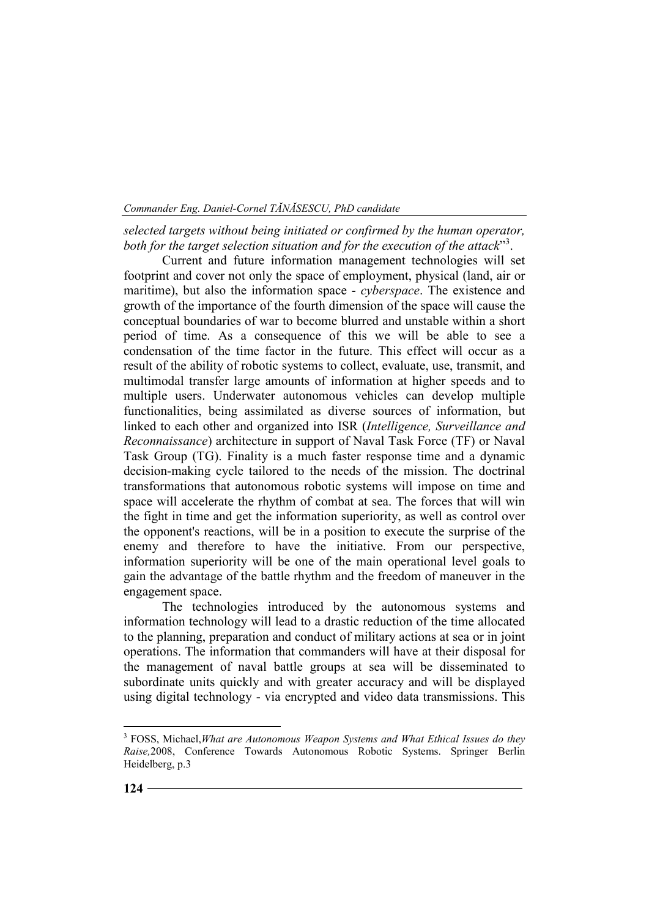*selected targets without being initiated or confirmed by the human operator, both for the target selection situation and for the execution of the attack*"[3].

Current and future information management technologies will set footprint and cover not only the space of employment, physical (land, air or maritime), but also the information space - *cyberspace*. The existence and growth of the importance of the fourth dimension of the space will cause the conceptual boundaries of war to become blurred and unstable within a short period of time. As a consequence of this we will be able to see a condensation of the time factor in the future. This effect will occur as a result of the ability of robotic systems to collect, evaluate, use, transmit, and multimodal transfer large amounts of information at higher speeds and to multiple users. Underwater autonomous vehicles can develop multiple functionalities, being assimilated as diverse sources of information, but linked to each other and organized into ISR (*Intelligence, Surveillance and Reconnaissance*) architecture in support of Naval Task Force (TF) or Naval Task Group (TG). Finality is a much faster response time and a dynamic decision-making cycle tailored to the needs of the mission. The doctrinal transformations that autonomous robotic systems will impose on time and space will accelerate the rhythm of combat at sea. The forces that will win the fight in time and get the information superiority, as well as control over the opponent's reactions, will be in a position to execute the surprise of the enemy and therefore to have the initiative. From our perspective, information superiority will be one of the main operational level goals to gain the advantage of the battle rhythm and the freedom of maneuver in the engagement space.

The technologies introduced by the autonomous systems and information technology will lead to a drastic reduction of the time allocated to the planning, preparation and conduct of military actions at sea or in joint operations. The information that commanders will have at their disposal for the management of naval battle groups at sea will be disseminated to subordinate units quickly and with greater accuracy and will be displayed using digital technology - via encrypted and video data transmissions. This

---

[3] FOSS, Michael, *What are Autonomous Weapon Systems and What Ethical Issues do they Raise,* 2008, Conference Towards Autonomous Robotic Systems. Springer Berlin Heidelberg, p.3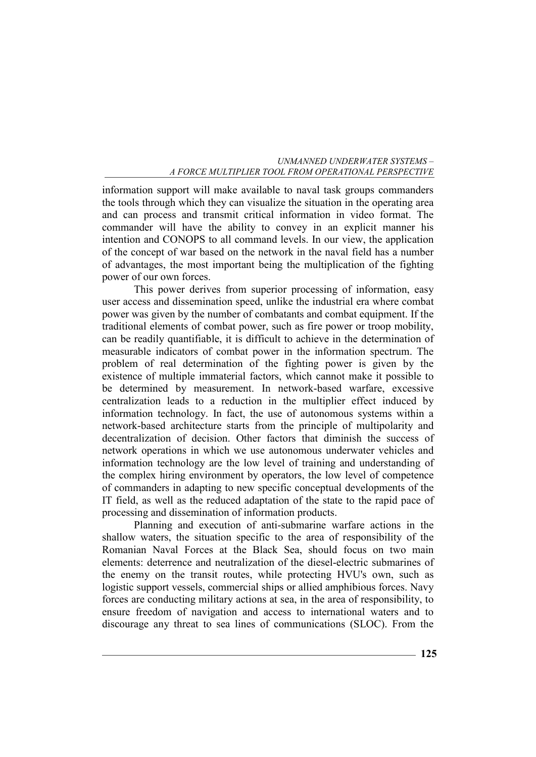information support will make available to naval task groups commanders the tools through which they can visualize the situation in the operating area and can process and transmit critical information in video format. The commander will have the ability to convey in an explicit manner his intention and CONOPS to all command levels. In our view, the application of the concept of war based on the network in the naval field has a number of advantages, the most important being the multiplication of the fighting power of our own forces.

This power derives from superior processing of information, easy user access and dissemination speed, unlike the industrial era where combat power was given by the number of combatants and combat equipment. If the traditional elements of combat power, such as fire power or troop mobility, can be readily quantifiable, it is difficult to achieve in the determination of measurable indicators of combat power in the information spectrum. The problem of real determination of the fighting power is given by the existence of multiple immaterial factors, which cannot make it possible to be determined by measurement. In network-based warfare, excessive centralization leads to a reduction in the multiplier effect induced by information technology. In fact, the use of autonomous systems within a network-based architecture starts from the principle of multipolarity and decentralization of decision. Other factors that diminish the success of network operations in which we use autonomous underwater vehicles and information technology are the low level of training and understanding of the complex hiring environment by operators, the low level of competence of commanders in adapting to new specific conceptual developments of the IT field, as well as the reduced adaptation of the state to the rapid pace of processing and dissemination of information products.

Planning and execution of anti-submarine warfare actions in the shallow waters, the situation specific to the area of responsibility of the Romanian Naval Forces at the Black Sea, should focus on two main elements: deterrence and neutralization of the diesel-electric submarines of the enemy on the transit routes, while protecting HVU's own, such as logistic support vessels, commercial ships or allied amphibious forces. Navy forces are conducting military actions at sea, in the area of responsibility, to ensure freedom of navigation and access to international waters and to discourage any threat to sea lines of communications (SLOC). From the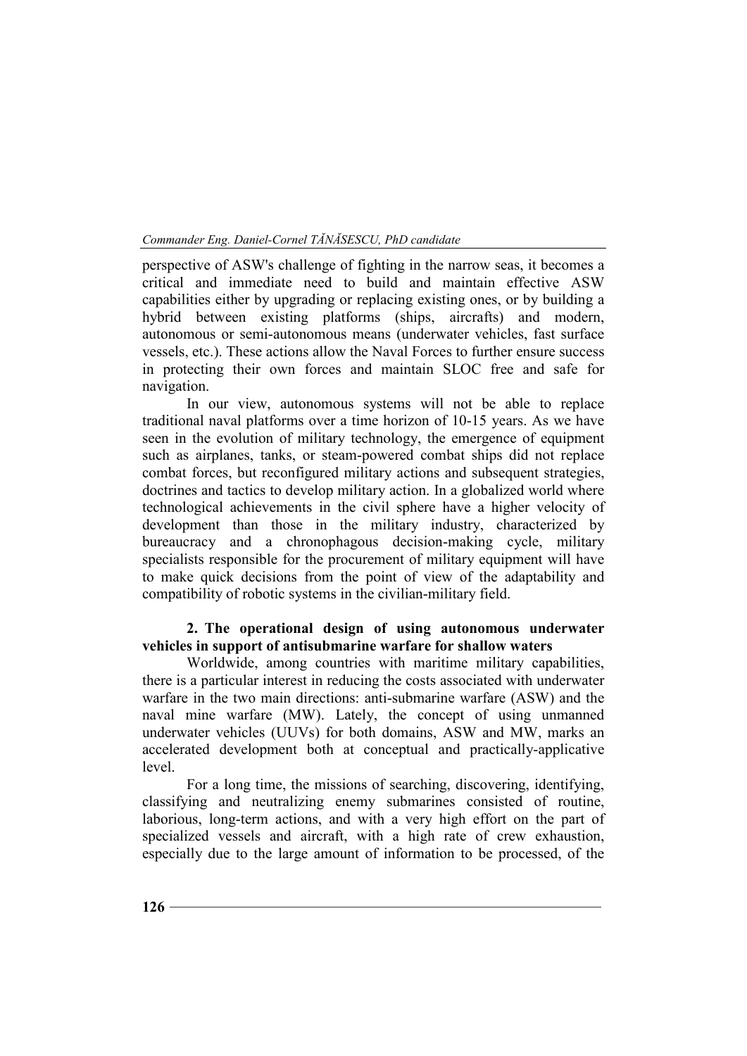perspective of ASW's challenge of fighting in the narrow seas, it becomes a critical and immediate need to build and maintain effective ASW capabilities either by upgrading or replacing existing ones, or by building a hybrid between existing platforms (ships, aircrafts) and modern, autonomous or semi-autonomous means (underwater vehicles, fast surface vessels, etc.). These actions allow the Naval Forces to further ensure success in protecting their own forces and maintain SLOC free and safe for navigation.

In our view, autonomous systems will not be able to replace traditional naval platforms over a time horizon of 10-15 years. As we have seen in the evolution of military technology, the emergence of equipment such as airplanes, tanks, or steam-powered combat ships did not replace combat forces, but reconfigured military actions and subsequent strategies, doctrines and tactics to develop military action. In a globalized world where technological achievements in the civil sphere have a higher velocity of development than those in the military industry, characterized by bureaucracy and a chronophagous decision-making cycle, military specialists responsible for the procurement of military equipment will have to make quick decisions from the point of view of the adaptability and compatibility of robotic systems in the civilian-military field.

## 2. The operational design of using autonomous underwater vehicles in support of antisubmarine warfare for shallow waters

Worldwide, among countries with maritime military capabilities, there is a particular interest in reducing the costs associated with underwater warfare in the two main directions: anti-submarine warfare (ASW) and the naval mine warfare (MW). Lately, the concept of using unmanned underwater vehicles (UUVs) for both domains, ASW and MW, marks an accelerated development both at conceptual and practically-applicative level.

For a long time, the missions of searching, discovering, identifying, classifying and neutralizing enemy submarines consisted of routine, laborious, long-term actions, and with a very high effort on the part of specialized vessels and aircraft, with a high rate of crew exhaustion, especially due to the large amount of information to be processed, of the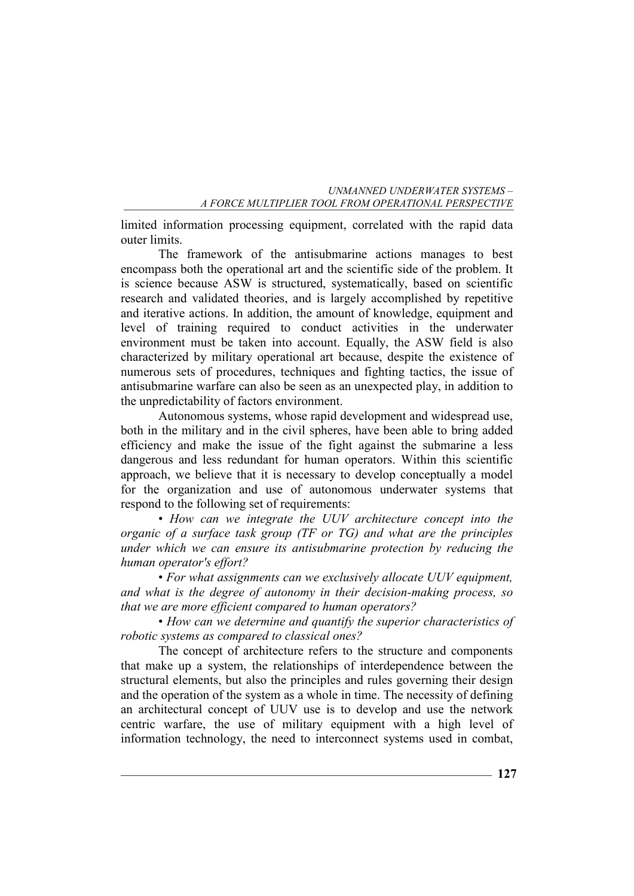limited information processing equipment, correlated with the rapid data outer limits.

The framework of the antisubmarine actions manages to best encompass both the operational art and the scientific side of the problem. It is science because ASW is structured, systematically, based on scientific research and validated theories, and is largely accomplished by repetitive and iterative actions. In addition, the amount of knowledge, equipment and level of training required to conduct activities in the underwater environment must be taken into account. Equally, the ASW field is also characterized by military operational art because, despite the existence of numerous sets of procedures, techniques and fighting tactics, the issue of antisubmarine warfare can also be seen as an unexpected play, in addition to the unpredictability of factors environment.

Autonomous systems, whose rapid development and widespread use, both in the military and in the civil spheres, have been able to bring added efficiency and make the issue of the fight against the submarine a less dangerous and less redundant for human operators. Within this scientific approach, we believe that it is necessary to develop conceptually a model for the organization and use of autonomous underwater systems that respond to the following set of requirements:

- *How can we integrate the UUV architecture concept into the organic of a surface task group (TF or TG) and what are the principles under which we can ensure its antisubmarine protection by reducing the human operator's effort?*
- *For what assignments can we exclusively allocate UUV equipment, and what is the degree of autonomy in their decision-making process, so that we are more efficient compared to human operators?*
- *How can we determine and quantify the superior characteristics of robotic systems as compared to classical ones?*

The concept of architecture refers to the structure and components that make up a system, the relationships of interdependence between the structural elements, but also the principles and rules governing their design and the operation of the system as a whole in time. The necessity of defining an architectural concept of UUV use is to develop and use the network centric warfare, the use of military equipment with a high level of information technology, the need to interconnect systems used in combat,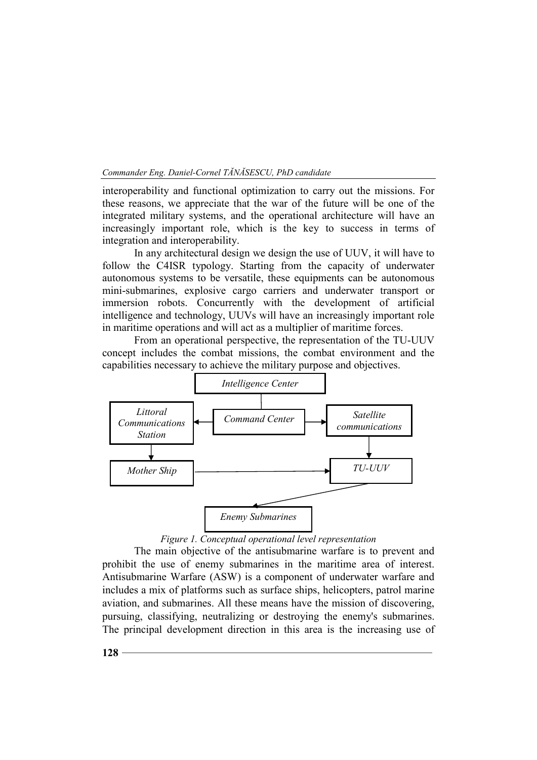interoperability and functional optimization to carry out the missions. For these reasons, we appreciate that the war of the future will be one of the integrated military systems, and the operational architecture will have an increasingly important role, which is the key to success in terms of integration and interoperability.

In any architectural design we design the use of UUV, it will have to follow the C4ISR typology. Starting from the capacity of underwater autonomous systems to be versatile, these equipments can be autonomous mini-submarines, explosive cargo carriers and underwater transport or immersion robots. Concurrently with the development of artificial intelligence and technology, UUVs will have an increasingly important role in maritime operations and will act as a multiplier of maritime forces.

From an operational perspective, the representation of the TU-UUV concept includes the combat missions, the combat environment and the capabilities necessary to achieve the military purpose and objectives.

*Intelligence Center*

*Littoral Communications Station* ← *Command Center* → *Satellite communications*

*Mother Ship* → *TU-UUV*

*Enemy Submarines*

*Figure 1. Conceptual operational level representation*

The main objective of the antisubmarine warfare is to prevent and prohibit the use of enemy submarines in the maritime area of interest. Antisubmarine Warfare (ASW) is a component of underwater warfare and includes a mix of platforms such as surface ships, helicopters, patrol marine aviation, and submarines. All these means have the mission of discovering, pursuing, classifying, neutralizing or destroying the enemy's submarines. The principal development direction in this area is the increasing use of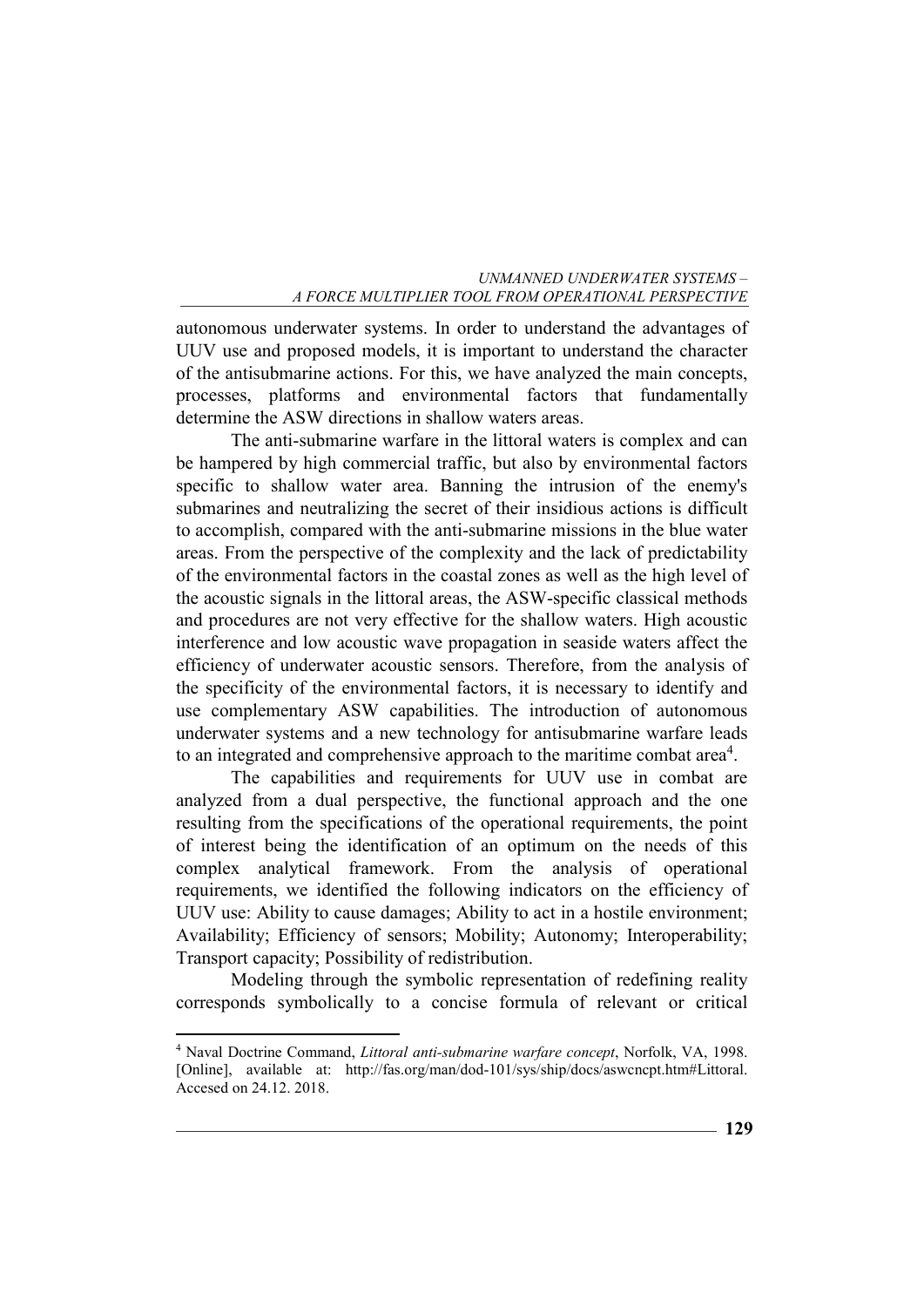autonomous underwater systems. In order to understand the advantages of UUV use and proposed models, it is important to understand the character of the antisubmarine actions. For this, we have analyzed the main concepts, processes, platforms and environmental factors that fundamentally determine the ASW directions in shallow waters areas.

The anti-submarine warfare in the littoral waters is complex and can be hampered by high commercial traffic, but also by environmental factors specific to shallow water area. Banning the intrusion of the enemy's submarines and neutralizing the secret of their insidious actions is difficult to accomplish, compared with the anti-submarine missions in the blue water areas. From the perspective of the complexity and the lack of predictability of the environmental factors in the coastal zones as well as the high level of the acoustic signals in the littoral areas, the ASW-specific classical methods and procedures are not very effective for the shallow waters. High acoustic interference and low acoustic wave propagation in seaside waters affect the efficiency of underwater acoustic sensors. Therefore, from the analysis of the specificity of the environmental factors, it is necessary to identify and use complementary ASW capabilities. The introduction of autonomous underwater systems and a new technology for antisubmarine warfare leads to an integrated and comprehensive approach to the maritime combat area[4].

The capabilities and requirements for UUV use in combat are analyzed from a dual perspective, the functional approach and the one resulting from the specifications of the operational requirements, the point of interest being the identification of an optimum on the needs of this complex analytical framework. From the analysis of operational requirements, we identified the following indicators on the efficiency of UUV use: Ability to cause damages; Ability to act in a hostile environment; Availability; Efficiency of sensors; Mobility; Autonomy; Interoperability; Transport capacity; Possibility of redistribution.

Modeling through the symbolic representation of redefining reality corresponds symbolically to a concise formula of relevant or critical

---

[4] Naval Doctrine Command, *Littoral anti-submarine warfare concept*, Norfolk, VA, 1998. [Online], available at: http://fas.org/man/dod-101/sys/ship/docs/aswcncpt.htm#Littoral. Accesed on 24.12. 2018.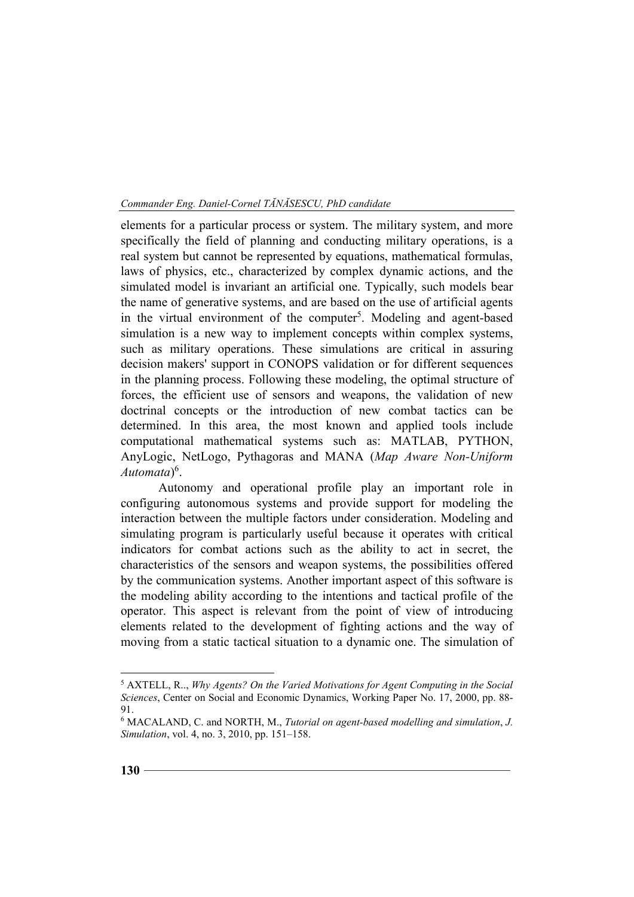elements for a particular process or system. The military system, and more specifically the field of planning and conducting military operations, is a real system but cannot be represented by equations, mathematical formulas, laws of physics, etc., characterized by complex dynamic actions, and the simulated model is invariant an artificial one. Typically, such models bear the name of generative systems, and are based on the use of artificial agents in the virtual environment of the computer[5]. Modeling and agent-based simulation is a new way to implement concepts within complex systems, such as military operations. These simulations are critical in assuring decision makers' support in CONOPS validation or for different sequences in the planning process. Following these modeling, the optimal structure of forces, the efficient use of sensors and weapons, the validation of new doctrinal concepts or the introduction of new combat tactics can be determined. In this area, the most known and applied tools include computational mathematical systems such as: MATLAB, PYTHON, AnyLogic, NetLogo, Pythagoras and MANA (*Map Aware Non-Uniform Automata*)[6].

Autonomy and operational profile play an important role in configuring autonomous systems and provide support for modeling the interaction between the multiple factors under consideration. Modeling and simulating program is particularly useful because it operates with critical indicators for combat actions such as the ability to act in secret, the characteristics of the sensors and weapon systems, the possibilities offered by the communication systems. Another important aspect of this software is the modeling ability according to the intentions and tactical profile of the operator. This aspect is relevant from the point of view of introducing elements related to the development of fighting actions and the way of moving from a static tactical situation to a dynamic one. The simulation of

---

[5] AXTELL, R.., *Why Agents? On the Varied Motivations for Agent Computing in the Social Sciences*, Center on Social and Economic Dynamics, Working Paper No. 17, 2000, pp. 88-91.

[6] MACALAND, C. and NORTH, M., *Tutorial on agent-based modelling and simulation*, *J. Simulation*, vol. 4, no. 3, 2010, pp. 151–158.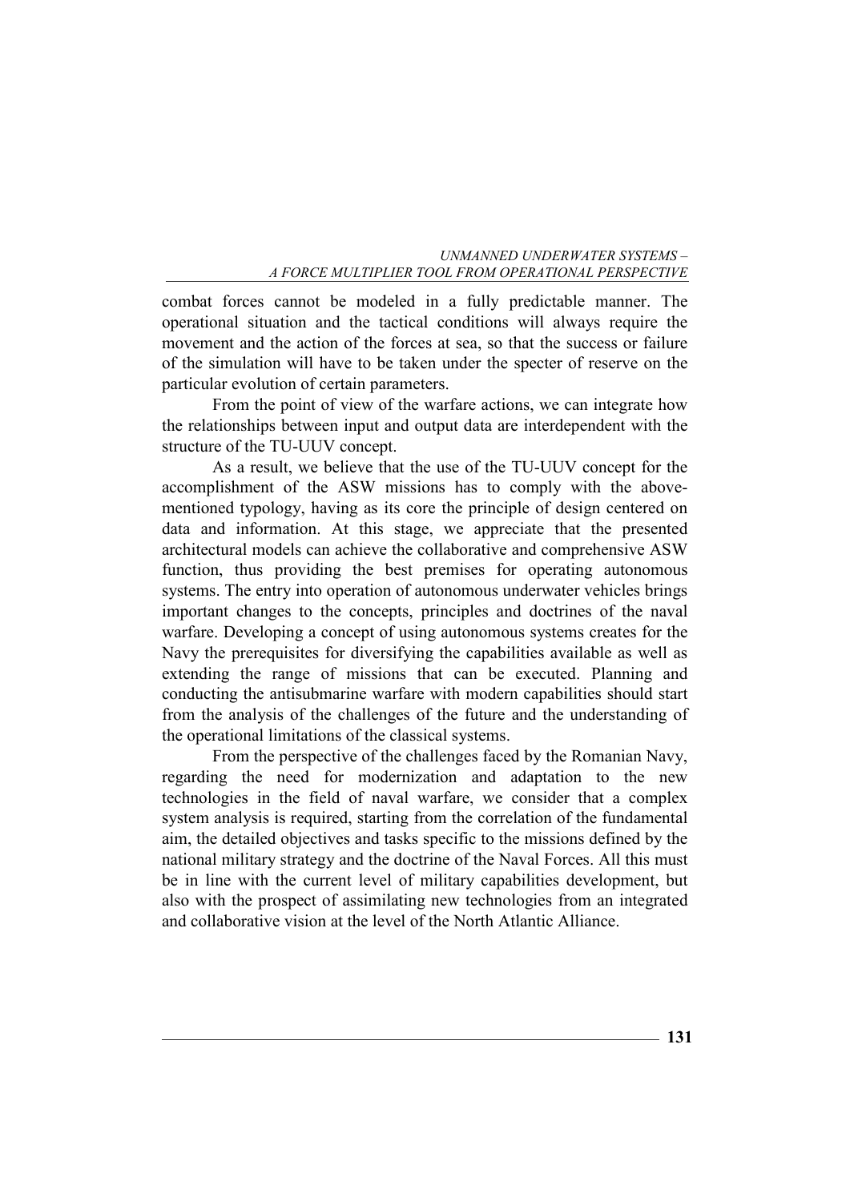combat forces cannot be modeled in a fully predictable manner. The operational situation and the tactical conditions will always require the movement and the action of the forces at sea, so that the success or failure of the simulation will have to be taken under the specter of reserve on the particular evolution of certain parameters.

From the point of view of the warfare actions, we can integrate how the relationships between input and output data are interdependent with the structure of the TU-UUV concept.

As a result, we believe that the use of the TU-UUV concept for the accomplishment of the ASW missions has to comply with the above-mentioned typology, having as its core the principle of design centered on data and information. At this stage, we appreciate that the presented architectural models can achieve the collaborative and comprehensive ASW function, thus providing the best premises for operating autonomous systems. The entry into operation of autonomous underwater vehicles brings important changes to the concepts, principles and doctrines of the naval warfare. Developing a concept of using autonomous systems creates for the Navy the prerequisites for diversifying the capabilities available as well as extending the range of missions that can be executed. Planning and conducting the antisubmarine warfare with modern capabilities should start from the analysis of the challenges of the future and the understanding of the operational limitations of the classical systems.

From the perspective of the challenges faced by the Romanian Navy, regarding the need for modernization and adaptation to the new technologies in the field of naval warfare, we consider that a complex system analysis is required, starting from the correlation of the fundamental aim, the detailed objectives and tasks specific to the missions defined by the national military strategy and the doctrine of the Naval Forces. All this must be in line with the current level of military capabilities development, but also with the prospect of assimilating new technologies from an integrated and collaborative vision at the level of the North Atlantic Alliance.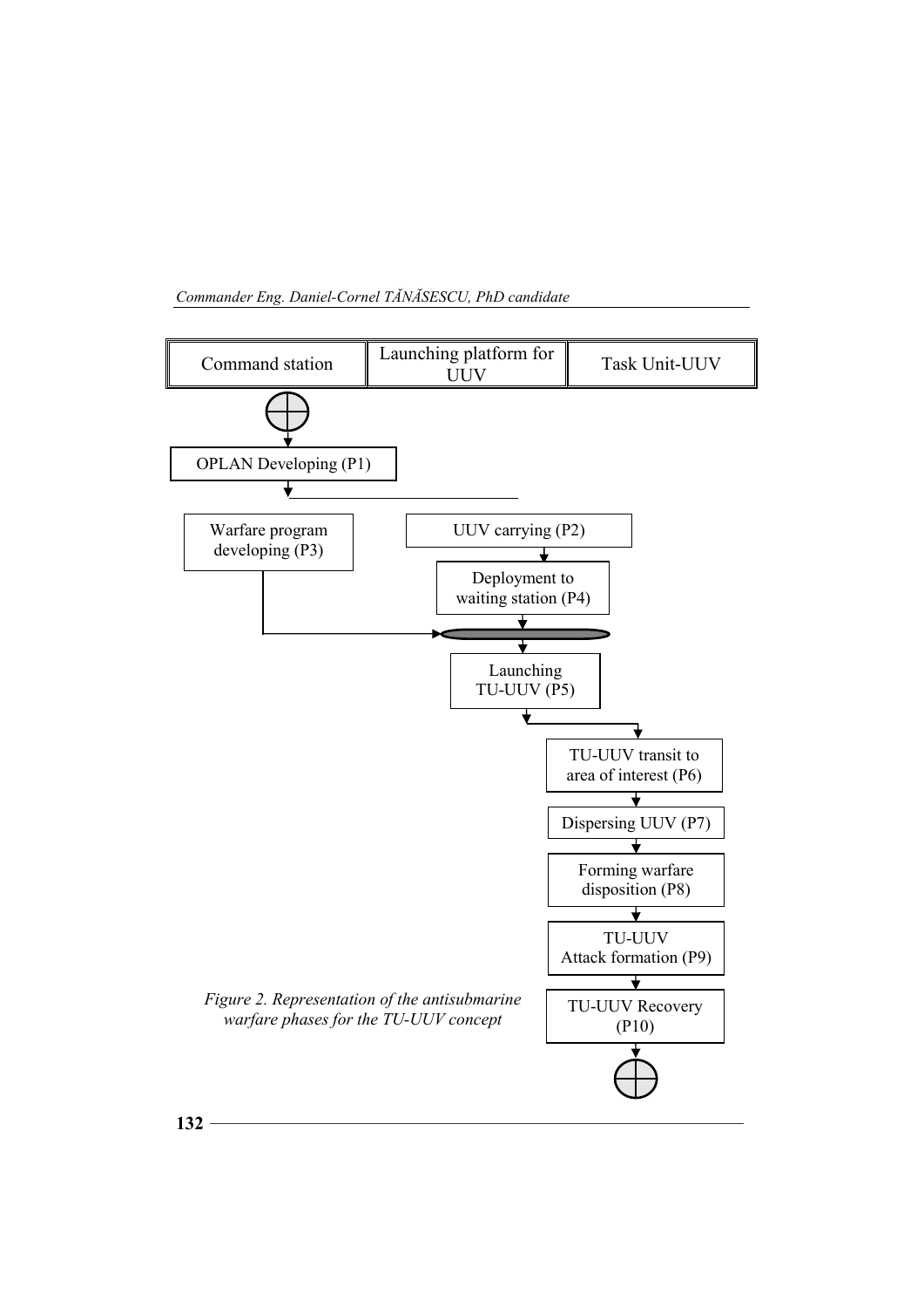| Command station | Launching platform for UUV | Task Unit-UUV |
| --- | --- | --- |

OPLAN Developing (P1)

Warfare program developing (P3)

UUV carrying (P2)

Deployment to waiting station (P4)

Launching TU-UUV (P5)

TU-UUV transit to area of interest (P6)

Dispersing UUV (P7)

Forming warfare disposition (P8)

TU-UUV Attack formation (P9)

TU-UUV Recovery (P10)

*Figure 2. Representation of the antisubmarine warfare phases for the TU-UUV concept*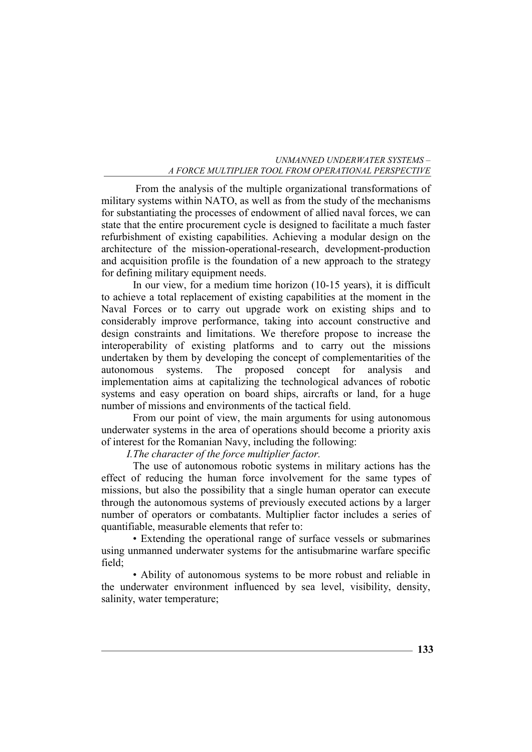From the analysis of the multiple organizational transformations of military systems within NATO, as well as from the study of the mechanisms for substantiating the processes of endowment of allied naval forces, we can state that the entire procurement cycle is designed to facilitate a much faster refurbishment of existing capabilities. Achieving a modular design on the architecture of the mission-operational-research, development-production and acquisition profile is the foundation of a new approach to the strategy for defining military equipment needs.

In our view, for a medium time horizon (10-15 years), it is difficult to achieve a total replacement of existing capabilities at the moment in the Naval Forces or to carry out upgrade work on existing ships and to considerably improve performance, taking into account constructive and design constraints and limitations. We therefore propose to increase the interoperability of existing platforms and to carry out the missions undertaken by them by developing the concept of complementarities of the autonomous systems. The proposed concept for analysis and implementation aims at capitalizing the technological advances of robotic systems and easy operation on board ships, aircrafts or land, for a huge number of missions and environments of the tactical field.

From our point of view, the main arguments for using autonomous underwater systems in the area of operations should become a priority axis of interest for the Romanian Navy, including the following:

*I.The character of the force multiplier factor.*

The use of autonomous robotic systems in military actions has the effect of reducing the human force involvement for the same types of missions, but also the possibility that a single human operator can execute through the autonomous systems of previously executed actions by a larger number of operators or combatants. Multiplier factor includes a series of quantifiable, measurable elements that refer to:

• Extending the operational range of surface vessels or submarines using unmanned underwater systems for the antisubmarine warfare specific field;

• Ability of autonomous systems to be more robust and reliable in the underwater environment influenced by sea level, visibility, density, salinity, water temperature;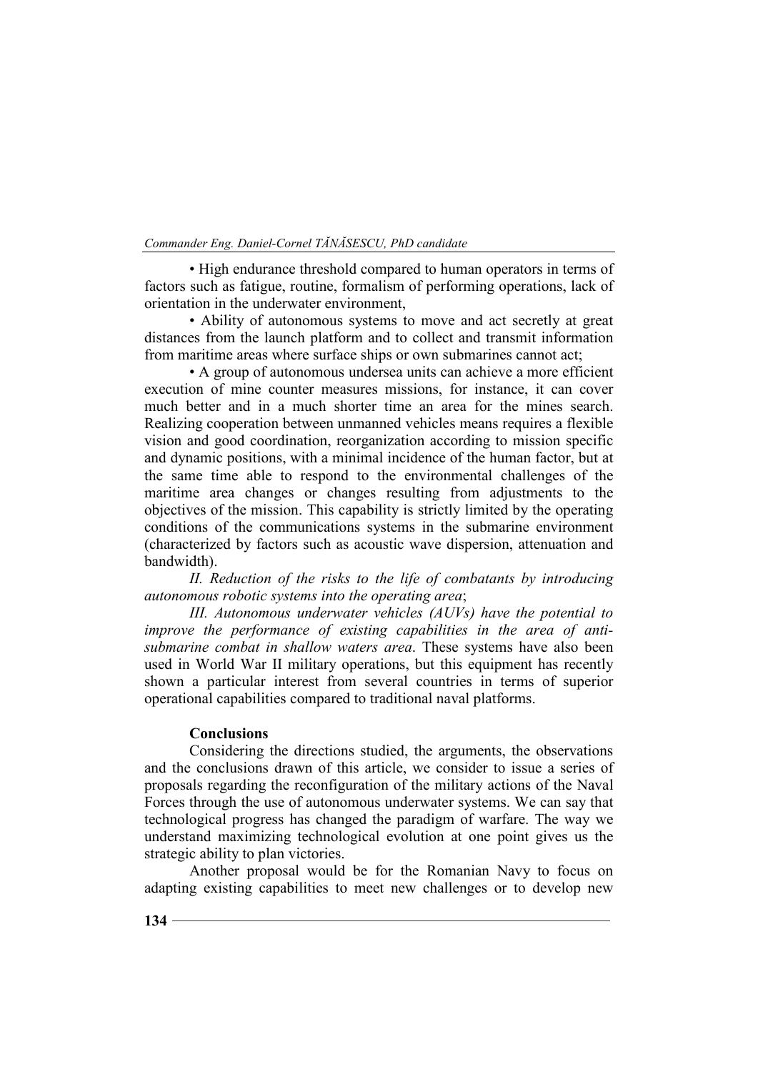• High endurance threshold compared to human operators in terms of factors such as fatigue, routine, formalism of performing operations, lack of orientation in the underwater environment,

• Ability of autonomous systems to move and act secretly at great distances from the launch platform and to collect and transmit information from maritime areas where surface ships or own submarines cannot act;

• A group of autonomous undersea units can achieve a more efficient execution of mine counter measures missions, for instance, it can cover much better and in a much shorter time an area for the mines search. Realizing cooperation between unmanned vehicles means requires a flexible vision and good coordination, reorganization according to mission specific and dynamic positions, with a minimal incidence of the human factor, but at the same time able to respond to the environmental challenges of the maritime area changes or changes resulting from adjustments to the objectives of the mission. This capability is strictly limited by the operating conditions of the communications systems in the submarine environment (characterized by factors such as acoustic wave dispersion, attenuation and bandwidth).

*II. Reduction of the risks to the life of combatants by introducing autonomous robotic systems into the operating area*;

*III. Autonomous underwater vehicles (AUVs) have the potential to improve the performance of existing capabilities in the area of anti-submarine combat in shallow waters area*. These systems have also been used in World War II military operations, but this equipment has recently shown a particular interest from several countries in terms of superior operational capabilities compared to traditional naval platforms.

**Conclusions**

Considering the directions studied, the arguments, the observations and the conclusions drawn of this article, we consider to issue a series of proposals regarding the reconfiguration of the military actions of the Naval Forces through the use of autonomous underwater systems. We can say that technological progress has changed the paradigm of warfare. The way we understand maximizing technological evolution at one point gives us the strategic ability to plan victories.

Another proposal would be for the Romanian Navy to focus on adapting existing capabilities to meet new challenges or to develop new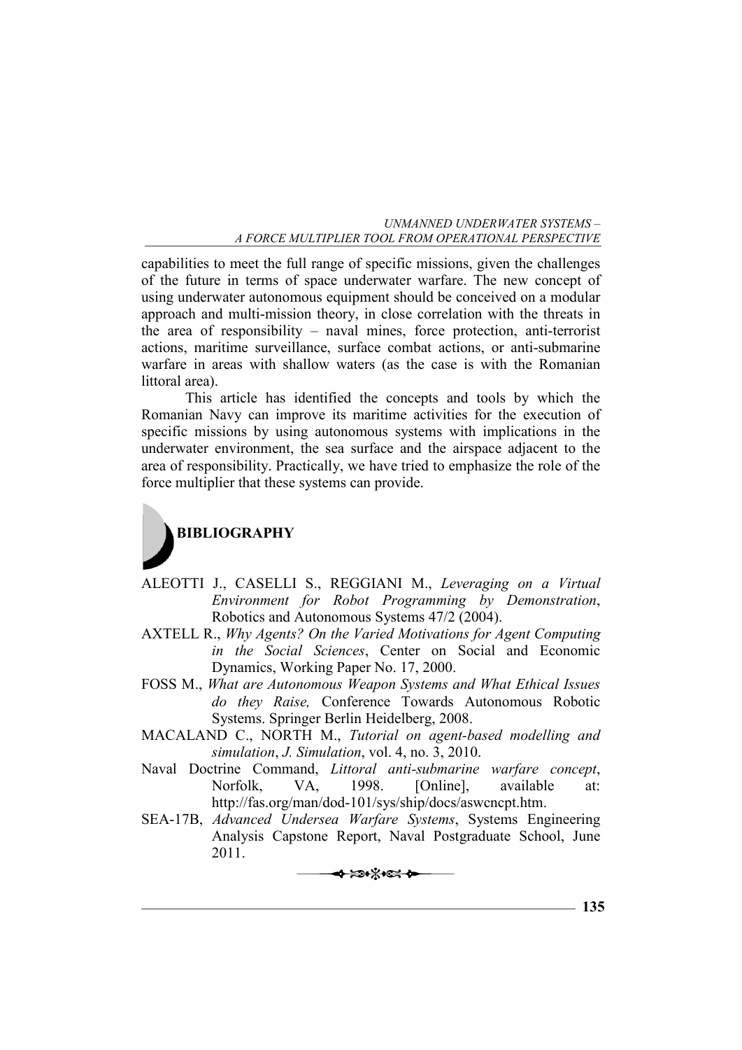capabilities to meet the full range of specific missions, given the challenges of the future in terms of space underwater warfare. The new concept of using underwater autonomous equipment should be conceived on a modular approach and multi-mission theory, in close correlation with the threats in the area of responsibility – naval mines, force protection, anti-terrorist actions, maritime surveillance, surface combat actions, or anti-submarine warfare in areas with shallow waters (as the case is with the Romanian littoral area).

This article has identified the concepts and tools by which the Romanian Navy can improve its maritime activities for the execution of specific missions by using autonomous systems with implications in the underwater environment, the sea surface and the airspace adjacent to the area of responsibility. Practically, we have tried to emphasize the role of the force multiplier that these systems can provide.

## BIBLIOGRAPHY

ALEOTTI J., CASELLI S., REGGIANI M., *Leveraging on a Virtual Environment for Robot Programming by Demonstration*, Robotics and Autonomous Systems 47/2 (2004).

AXTELL R., *Why Agents? On the Varied Motivations for Agent Computing in the Social Sciences*, Center on Social and Economic Dynamics, Working Paper No. 17, 2000.

FOSS M., *What are Autonomous Weapon Systems and What Ethical Issues do they Raise,* Conference Towards Autonomous Robotic Systems. Springer Berlin Heidelberg, 2008.

MACALAND C., NORTH M., *Tutorial on agent-based modelling and simulation*, *J. Simulation*, vol. 4, no. 3, 2010.

Naval Doctrine Command, *Littoral anti-submarine warfare concept*, Norfolk, VA, 1998. [Online], available at: http://fas.org/man/dod-101/sys/ship/docs/aswcncpt.htm.

SEA-17B, *Advanced Undersea Warfare Systems*, Systems Engineering Analysis Capstone Report, Naval Postgraduate School, June 2011.